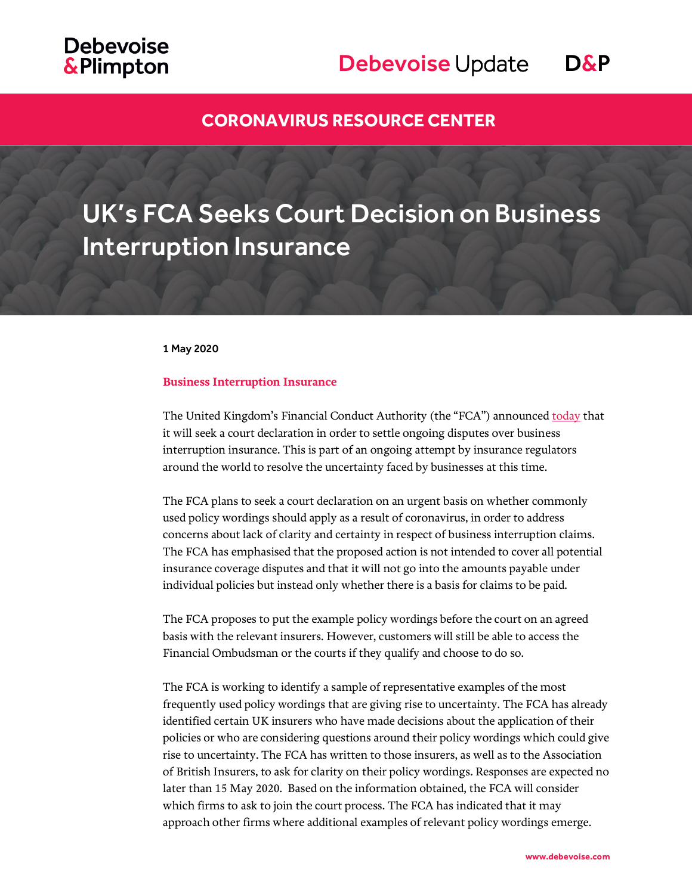Debevoise & Plimpton

Debevoise Update

## CORONAVIRUS RESOURCE CENTER

# UK's FCA Seeks Court Decision on Business Interruption Insurance

**1 May 2020**

### Business Interruption Insurance

The United Kingdom's Financial Conduct Authority (the "FCA") announced today that it will seek a court declaration in order to settle ongoing disputes over business interruption insurance. This is part of an ongoing attempt by insurance regulators around the world to resolve the uncertainty faced by businesses at this time.

The FCA plans to seek a court declaration on an urgent basis on whether commonly used policy wordings should apply as a result of coronavirus, in order to address concerns about lack of clarity and certainty in respect of business interruption claims. The FCA has emphasised that the proposed action is not intended to cover all potential insurance coverage disputes and that it will not go into the amounts payable under individual policies but instead only whether there is a basis for claims to be paid.

The FCA proposes to put the example policy wordings before the court on an agreed basis with the relevant insurers. However, customers will still be able to access the Financial Ombudsman or the courts if they qualify and choose to do so.

The FCA is working to identify a sample of representative examples of the most frequently used policy wordings that are giving rise to uncertainty. The FCA has already identified certain UK insurers who have made decisions about the application of their policies or who are considering questions around their policy wordings which could give rise to uncertainty. The FCA has written to those insurers, as well as to the Association of British Insurers, to ask for clarity on their policy wordings. Responses are expected no later than 15 May 2020. Based on the information obtained, the FCA will consider which firms to ask to join the court process. The FCA has indicated that it may approach other firms where additional examples of relevant policy wordings emerge.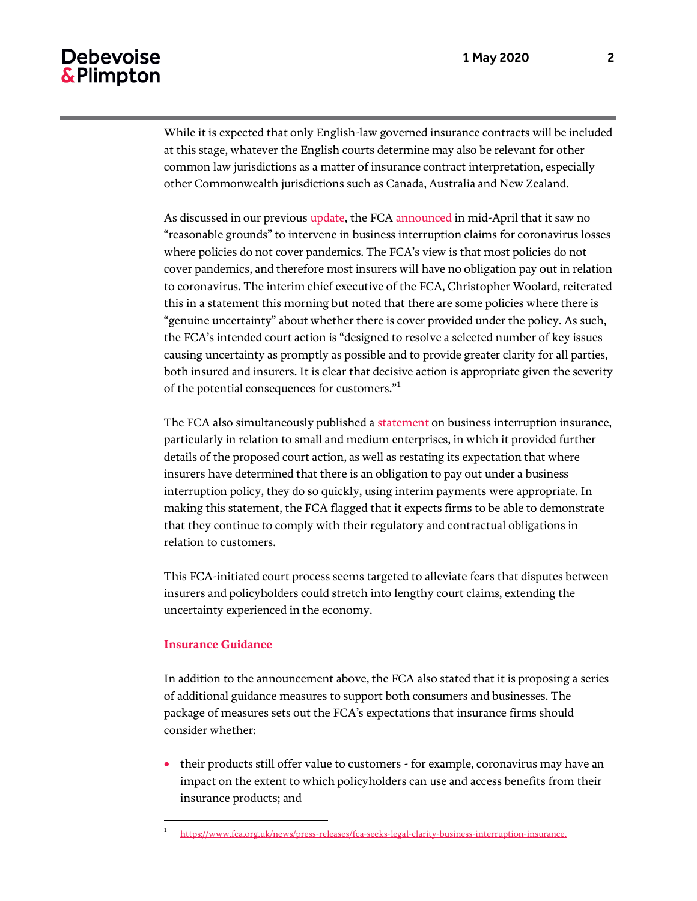While it is expected that only English-law governed insurance contracts will be included at this stage, whatever the English courts determine may also be relevant for other common law jurisdictions as a matter of insurance contract interpretation, especially other Commonwealth jurisdictions such as Canada, Australia and New Zealand.

As discussed in our previous update, the FCA announced in mid-April that it saw no "reasonable grounds" to intervene in business interruption claims for coronavirus losses where policies do not cover pandemics. The FCA's view is that most policies do not cover pandemics, and therefore most insurers will have no obligation pay out in relation to coronavirus. The interim chief executive of the FCA, Christopher Woolard, reiterated this in a statement this morning but noted that there are some policies where there is "genuine uncertainty" about whether there is cover provided under the policy. As such, the FCA's intended court action is "designed to resolve a selected number of key issues causing uncertainty as promptly as possible and to provide greater clarity for all parties, both insured and insurers. It is clear that decisive action is appropriate given the severity of the potential consequences for customers."[1]

The FCA also simultaneously published a statement on business interruption insurance, particularly in relation to small and medium enterprises, in which it provided further details of the proposed court action, as well as restating its expectation that where insurers have determined that there is an obligation to pay out under a business interruption policy, they do so quickly, using interim payments were appropriate. In making this statement, the FCA flagged that it expects firms to be able to demonstrate that they continue to comply with their regulatory and contractual obligations in relation to customers.

This FCA-initiated court process seems targeted to alleviate fears that disputes between insurers and policyholders could stretch into lengthy court claims, extending the uncertainty experienced in the economy.

### Insurance Guidance

In addition to the announcement above, the FCA also stated that it is proposing a series of additional guidance measures to support both consumers and businesses. The package of measures sets out the FCA's expectations that insurance firms should consider whether:

- their products still offer value to customers - for example, coronavirus may have an impact on the extent to which policyholders can use and access benefits from their insurance products; and

[1] https://www.fca.org.uk/news/press-releases/fca-seeks-legal-clarity-business-interruption-insurance.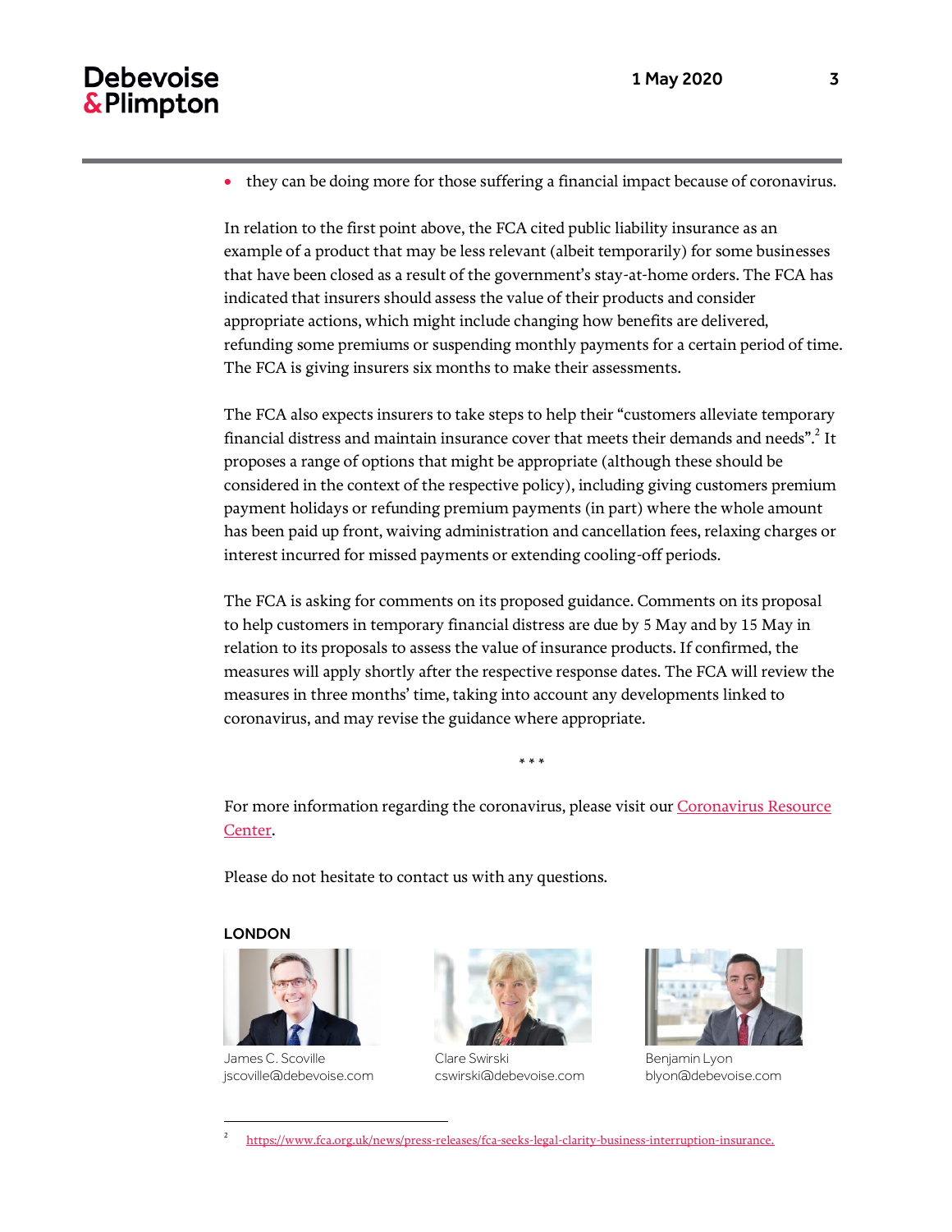- they can be doing more for those suffering a financial impact because of coronavirus.

In relation to the first point above, the FCA cited public liability insurance as an example of a product that may be less relevant (albeit temporarily) for some businesses that have been closed as a result of the government's stay-at-home orders. The FCA has indicated that insurers should assess the value of their products and consider appropriate actions, which might include changing how benefits are delivered, refunding some premiums or suspending monthly payments for a certain period of time. The FCA is giving insurers six months to make their assessments.

The FCA also expects insurers to take steps to help their "customers alleviate temporary financial distress and maintain insurance cover that meets their demands and needs".[2] It proposes a range of options that might be appropriate (although these should be considered in the context of the respective policy), including giving customers premium payment holidays or refunding premium payments (in part) where the whole amount has been paid up front, waiving administration and cancellation fees, relaxing charges or interest incurred for missed payments or extending cooling-off periods.

The FCA is asking for comments on its proposed guidance. Comments on its proposal to help customers in temporary financial distress are due by 5 May and by 15 May in relation to its proposals to assess the value of insurance products. If confirmed, the measures will apply shortly after the respective response dates. The FCA will review the measures in three months' time, taking into account any developments linked to coronavirus, and may revise the guidance where appropriate.

\* \* \*

For more information regarding the coronavirus, please visit our [Coronavirus Resource Center](#).

Please do not hesitate to contact us with any questions.

**LONDON**

James C. Scoville
jscoville@debevoise.com

Clare Swirski
cswirski@debevoise.com

Benjamin Lyon
blyon@debevoise.com

---

[2] https://www.fca.org.uk/news/press-releases/fca-seeks-legal-clarity-business-interruption-insurance.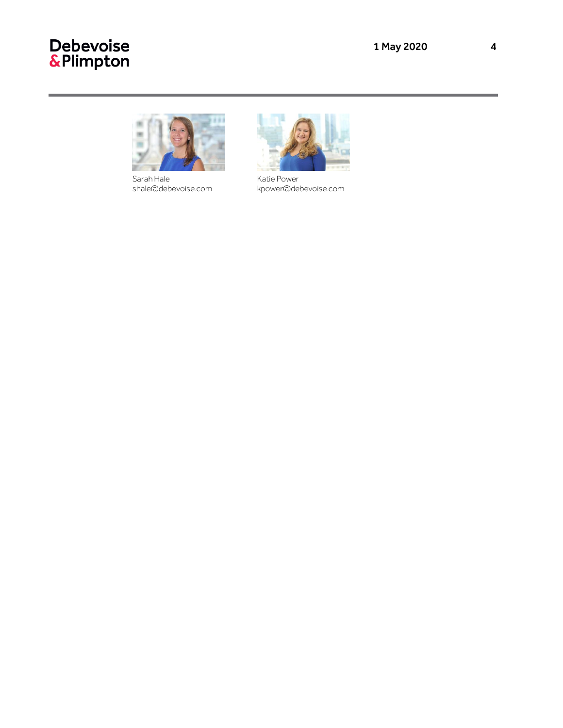Sarah Hale
shale@debevoise.com

Katie Power
kpower@debevoise.com